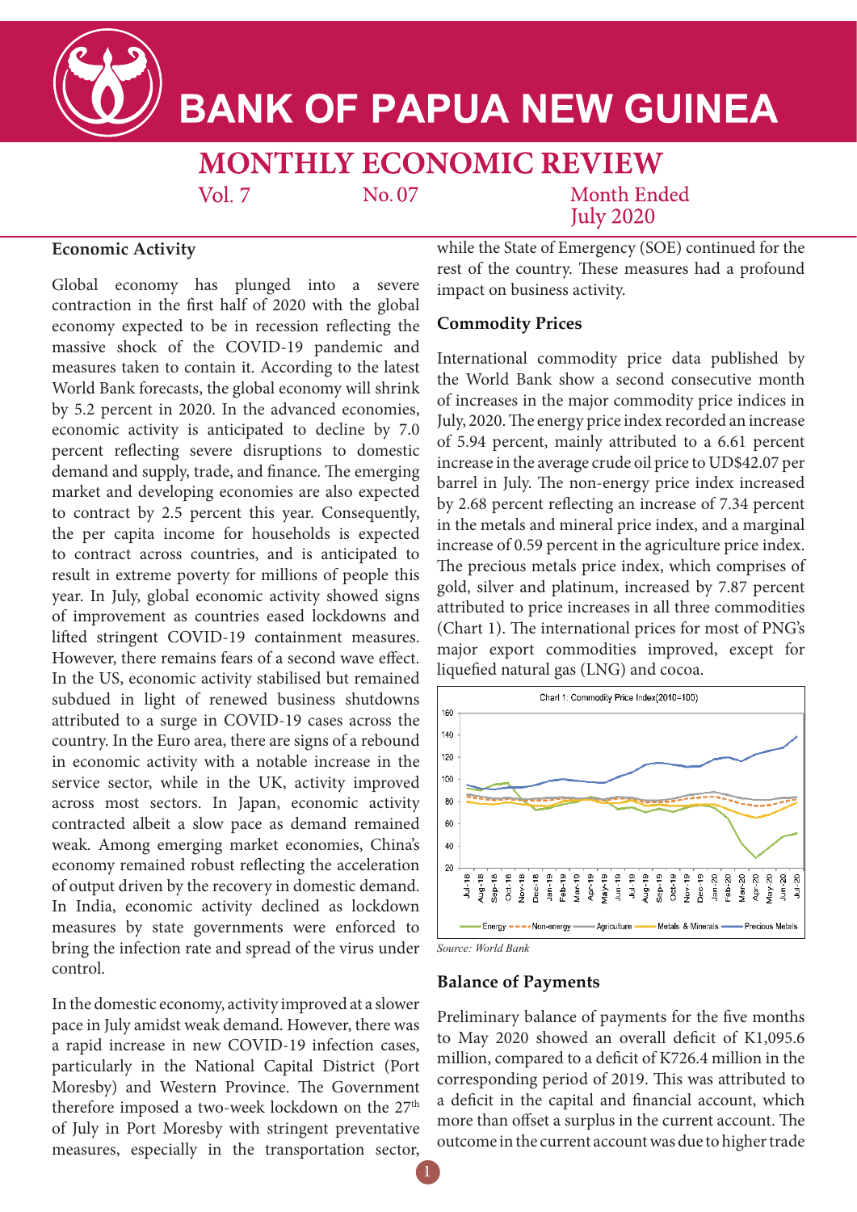# BANK OF PAPUA NEW GUINEA

## MONTHLY ECONOMIC REVIEW

Vol. 7 No. 07 Month Ended July 2020

### Economic Activity

Global economy has plunged into a severe contraction in the first half of 2020 with the global economy expected to be in recession reflecting the massive shock of the COVID-19 pandemic and measures taken to contain it. According to the latest World Bank forecasts, the global economy will shrink by 5.2 percent in 2020. In the advanced economies, economic activity is anticipated to decline by 7.0 percent reflecting severe disruptions to domestic demand and supply, trade, and finance. The emerging market and developing economies are also expected to contract by 2.5 percent this year. Consequently, the per capita income for households is expected to contract across countries, and is anticipated to result in extreme poverty for millions of people this year. In July, global economic activity showed signs of improvement as countries eased lockdowns and lifted stringent COVID-19 containment measures. However, there remains fears of a second wave effect. In the US, economic activity stabilised but remained subdued in light of renewed business shutdowns attributed to a surge in COVID-19 cases across the country. In the Euro area, there are signs of a rebound in economic activity with a notable increase in the service sector, while in the UK, activity improved across most sectors. In Japan, economic activity contracted albeit a slow pace as demand remained weak. Among emerging market economies, China's economy remained robust reflecting the acceleration of output driven by the recovery in domestic demand. In India, economic activity declined as lockdown measures by state governments were enforced to bring the infection rate and spread of the virus under control.

In the domestic economy, activity improved at a slower pace in July amidst weak demand. However, there was a rapid increase in new COVID-19 infection cases, particularly in the National Capital District (Port Moresby) and Western Province. The Government therefore imposed a two-week lockdown on the 27th of July in Port Moresby with stringent preventative measures, especially in the transportation sector, while the State of Emergency (SOE) continued for the rest of the country. These measures had a profound impact on business activity.

### Commodity Prices

International commodity price data published by the World Bank show a second consecutive month of increases in the major commodity price indices in July, 2020. The energy price index recorded an increase of 5.94 percent, mainly attributed to a 6.61 percent increase in the average crude oil price to UD$42.07 per barrel in July. The non-energy price index increased by 2.68 percent reflecting an increase of 7.34 percent in the metals and mineral price index, and a marginal increase of 0.59 percent in the agriculture price index. The precious metals price index, which comprises of gold, silver and platinum, increased by 7.87 percent attributed to price increases in all three commodities (Chart 1). The international prices for most of PNG's major export commodities improved, except for liquefied natural gas (LNG) and cocoa.

Chart 1: Commodity Price Index(2010=100)

*Source: World Bank*

### Balance of Payments

Preliminary balance of payments for the five months to May 2020 showed an overall deficit of K1,095.6 million, compared to a deficit of K726.4 million in the corresponding period of 2019. This was attributed to a deficit in the capital and financial account, which more than offset a surplus in the current account. The outcome in the current account was due to higher trade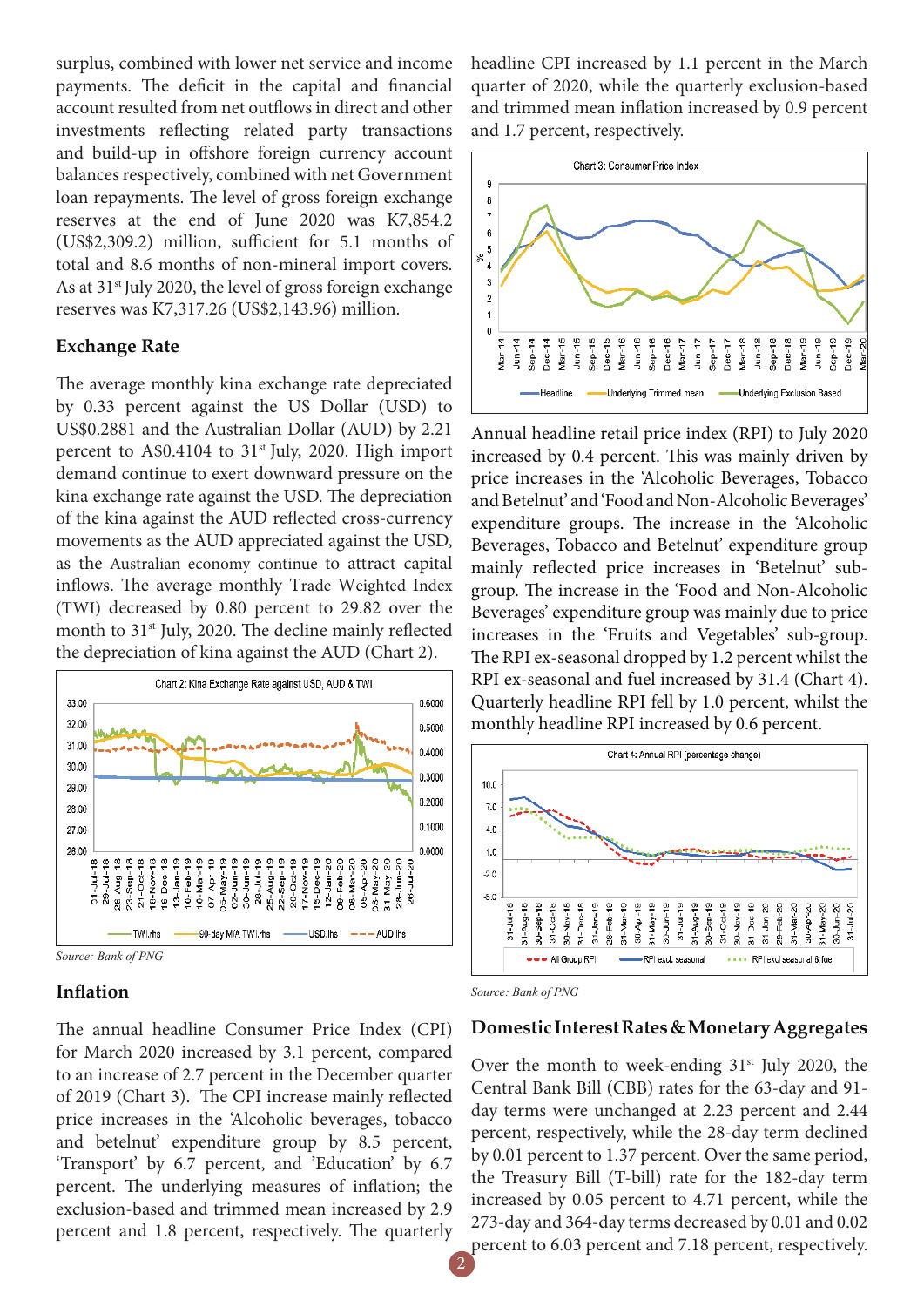surplus, combined with lower net service and income payments. The deficit in the capital and financial account resulted from net outflows in direct and other investments reflecting related party transactions and build-up in offshore foreign currency account balances respectively, combined with net Government loan repayments. The level of gross foreign exchange reserves at the end of June 2020 was K7,854.2 (US$2,309.2) million, sufficient for 5.1 months of total and 8.6 months of non-mineral import covers. As at 31st July 2020, the level of gross foreign exchange reserves was K7,317.26 (US$2,143.96) million.

## Exchange Rate

The average monthly kina exchange rate depreciated by 0.33 percent against the US Dollar (USD) to US$0.2881 and the Australian Dollar (AUD) by 2.21 percent to A$0.4104 to 31st July, 2020. High import demand continue to exert downward pressure on the kina exchange rate against the USD. The depreciation of the kina against the AUD reflected cross-currency movements as the AUD appreciated against the USD, as the Australian economy continue to attract capital inflows. The average monthly Trade Weighted Index (TWI) decreased by 0.80 percent to 29.82 over the month to 31st July, 2020. The decline mainly reflected the depreciation of kina against the AUD (Chart 2).

Chart 2: Kina Exchange Rate against USD, AUD & TWI

*Source: Bank of PNG*

## Inflation

The annual headline Consumer Price Index (CPI) for March 2020 increased by 3.1 percent, compared to an increase of 2.7 percent in the December quarter of 2019 (Chart 3). The CPI increase mainly reflected price increases in the 'Alcoholic beverages, tobacco and betelnut' expenditure group by 8.5 percent, 'Transport' by 6.7 percent, and 'Education' by 6.7 percent. The underlying measures of inflation; the exclusion-based and trimmed mean increased by 2.9 percent and 1.8 percent, respectively. The quarterly headline CPI increased by 1.1 percent in the March quarter of 2020, while the quarterly exclusion-based and trimmed mean inflation increased by 0.9 percent and 1.7 percent, respectively.

Chart 3: Consumer Price Index

Annual headline retail price index (RPI) to July 2020 increased by 0.4 percent. This was mainly driven by price increases in the 'Alcoholic Beverages, Tobacco and Betelnut' and 'Food and Non-Alcoholic Beverages' expenditure groups. The increase in the 'Alcoholic Beverages, Tobacco and Betelnut' expenditure group mainly reflected price increases in 'Betelnut' sub-group. The increase in the 'Food and Non-Alcoholic Beverages' expenditure group was mainly due to price increases in the 'Fruits and Vegetables' sub-group. The RPI ex-seasonal dropped by 1.2 percent whilst the RPI ex-seasonal and fuel increased by 31.4 (Chart 4). Quarterly headline RPI fell by 1.0 percent, whilst the monthly headline RPI increased by 0.6 percent.

Chart 4: Annual RPI (percentage change)

*Source: Bank of PNG*

## Domestic Interest Rates & Monetary Aggregates

Over the month to week-ending 31st July 2020, the Central Bank Bill (CBB) rates for the 63-day and 91-day terms were unchanged at 2.23 percent and 2.44 percent, respectively, while the 28-day term declined by 0.01 percent to 1.37 percent. Over the same period, the Treasury Bill (T-bill) rate for the 182-day term increased by 0.05 percent to 4.71 percent, while the 273-day and 364-day terms decreased by 0.01 and 0.02 percent to 6.03 percent and 7.18 percent, respectively.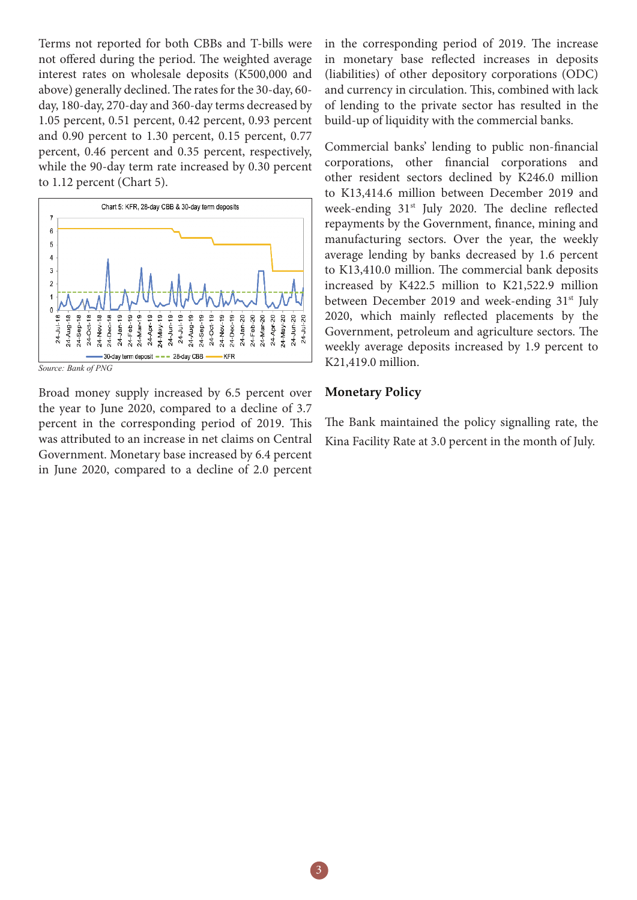Terms not reported for both CBBs and T-bills were not offered during the period. The weighted average interest rates on wholesale deposits (K500,000 and above) generally declined. The rates for the 30-day, 60-day, 180-day, 270-day and 360-day terms decreased by 1.05 percent, 0.51 percent, 0.42 percent, 0.93 percent and 0.90 percent to 1.30 percent, 0.15 percent, 0.77 percent, 0.46 percent and 0.35 percent, respectively, while the 90-day term rate increased by 0.30 percent to 1.12 percent (Chart 5).

Chart 5: KFR, 28-day CBB & 30-day term deposits

*Source: Bank of PNG*

Broad money supply increased by 6.5 percent over the year to June 2020, compared to a decline of 3.7 percent in the corresponding period of 2019. This was attributed to an increase in net claims on Central Government. Monetary base increased by 6.4 percent in June 2020, compared to a decline of 2.0 percent in the corresponding period of 2019. The increase in monetary base reflected increases in deposits (liabilities) of other depository corporations (ODC) and currency in circulation. This, combined with lack of lending to the private sector has resulted in the build-up of liquidity with the commercial banks.

Commercial banks' lending to public non-financial corporations, other financial corporations and other resident sectors declined by K246.0 million to K13,414.6 million between December 2019 and week-ending 31st July 2020. The decline reflected repayments by the Government, finance, mining and manufacturing sectors. Over the year, the weekly average lending by banks decreased by 1.6 percent to K13,410.0 million. The commercial bank deposits increased by K422.5 million to K21,522.9 million between December 2019 and week-ending 31st July 2020, which mainly reflected placements by the Government, petroleum and agriculture sectors. The weekly average deposits increased by 1.9 percent to K21,419.0 million.

## Monetary Policy

The Bank maintained the policy signalling rate, the Kina Facility Rate at 3.0 percent in the month of July.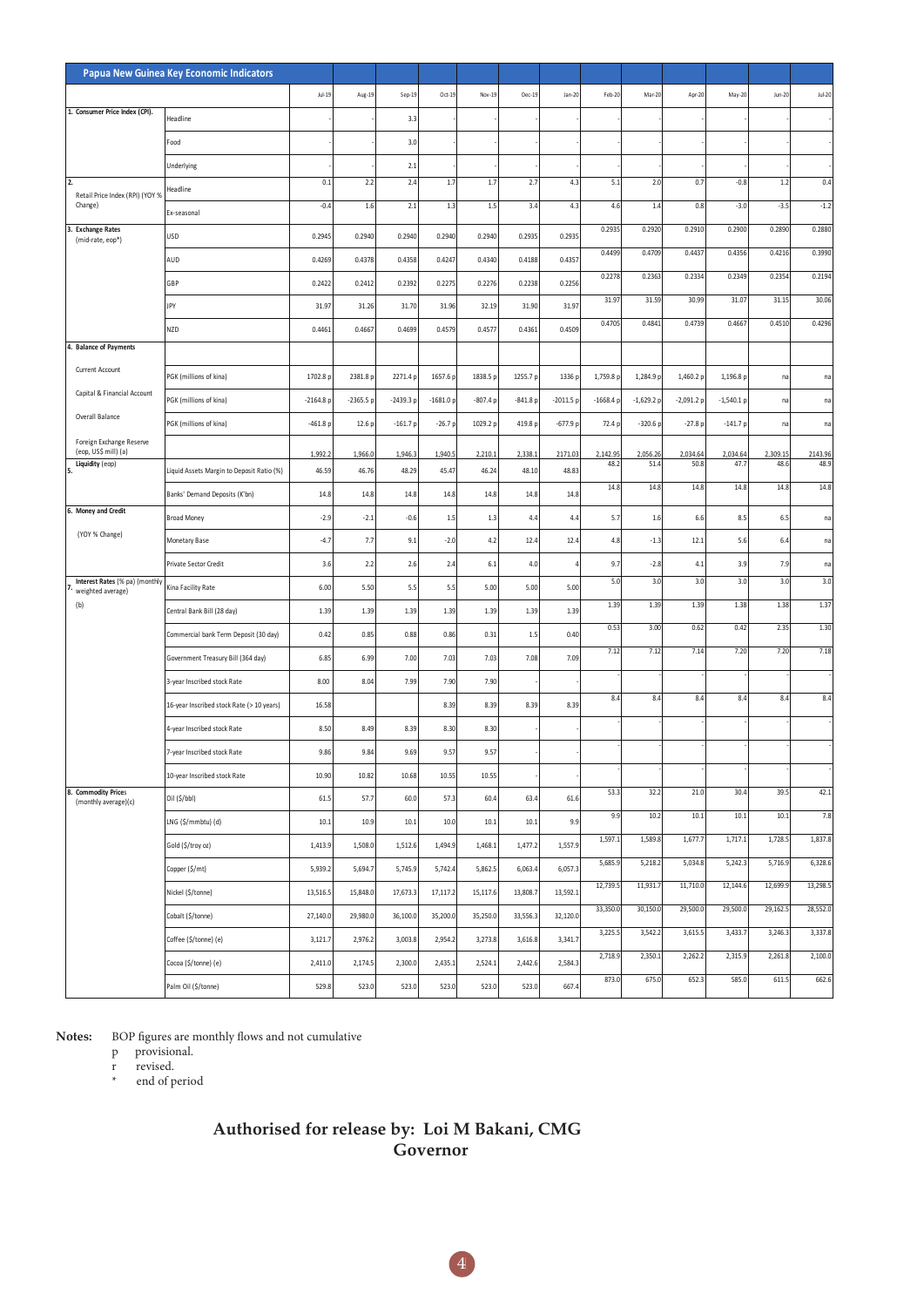| Papua New Guinea Key Economic Indicators | | | | | | | | | | | | | | |
|---|---|---|---|---|---|---|---|---|---|---|---|---|---|---|
| | | Jul-19 | Aug-19 | Sep-19 | Oct-19 | Nov-19 | Dec-19 | Jan-20 | Feb-20 | Mar-20 | Apr-20 | May-20 | Jun-20 | Jul-20 |
| 1. Consumer Price Index (CPI). | Headline | - | - | 3.3 | - | - | - | - | - | - | - | - | - | - |
| | Food | - | - | 3.0 | - | - | - | - | - | - | - | - | - | - |
| | Underlying | - | - | 2.1 | - | - | - | - | - | - | - | - | - | - |
| 2. Retail Price Index (RPI) (YOY % Change) | Headline | 0.1 | 2.2 | 2.4 | 1.7 | 1.7 | 2.7 | 4.3 | 5.1 | 2.0 | 0.7 | -0.8 | 1.2 | 0.4 |
| | Ex-seasonal | -0.4 | 1.6 | 2.1 | 1.3 | 1.5 | 3.4 | 4.3 | 4.6 | 1.4 | 0.8 | -3.0 | -3.5 | -1.2 |
| 3. Exchange Rates (mid-rate, eop*) | USD | 0.2945 | 0.2940 | 0.2940 | 0.2940 | 0.2940 | 0.2935 | 0.2935 | 0.2935 | 0.2920 | 0.2910 | 0.2900 | 0.2890 | 0.2880 |
| | AUD | 0.4269 | 0.4378 | 0.4358 | 0.4247 | 0.4340 | 0.4188 | 0.4357 | 0.4499 | 0.4709 | 0.4437 | 0.4356 | 0.4216 | 0.3990 |
| | GBP | 0.2422 | 0.2412 | 0.2392 | 0.2275 | 0.2276 | 0.2238 | 0.2256 | 0.2278 | 0.2363 | 0.2334 | 0.2349 | 0.2354 | 0.2194 |
| | JPY | 31.97 | 31.26 | 31.70 | 31.96 | 32.19 | 31.90 | 31.97 | 31.97 | 31.59 | 30.99 | 31.07 | 31.15 | 30.06 |
| | NZD | 0.4461 | 0.4667 | 0.4699 | 0.4579 | 0.4577 | 0.4361 | 0.4509 | 0.4705 | 0.4841 | 0.4739 | 0.4667 | 0.4510 | 0.4296 |
| 4. Balance of Payments | | | | | | | | | | | | | | |
| Current Account | PGK (millions of kina) | 1702.8 p | 2381.8 p | 2271.4 p | 1657.6 p | 1838.5 p | 1255.7 p | 1336 p | 1,759.8 p | 1,284.9 p | 1,460.2 p | 1,196.8 p | na | na |
| Capital & Financial Account | PGK (millions of kina) | -2164.8 p | -2365.5 p | -2439.3 p | -1681.0 p | -807.4 p | -841.8 p | -2011.5 p | -1668.4 p | -1,629.2 p | -2,091.2 p | -1,540.1 p | na | na |
| Overall Balance | PGK (millions of kina) | -461.8 p | 12.6 p | -161.7 p | -26.7 p | 1029.2 p | 419.8 p | -677.9 p | 72.4 p | -320.6 p | -27.8 p | -141.7 p | na | na |
| Foreign Exchange Reserve (eop, US$ mill) (a) | | 1,992.2 | 1,966.0 | 1,946.3 | 1,940.5 | 2,210.1 | 2,338.1 | 2171.03 | 2,142.95 | 2,056.26 | 2,034.64 | 2,034.64 | 2,309.15 | 2143.96 |
| 5. Liquidity (eop) | Liquid Assets Margin to Deposit Ratio (%) | 46.59 | 46.76 | 48.29 | 45.47 | 46.24 | 48.10 | 48.83 | 48.2 | 51.4 | 50.8 | 47.7 | 48.6 | 48.9 |
| | Banks' Demand Deposits (K'bn) | 14.8 | 14.8 | 14.8 | 14.8 | 14.8 | 14.8 | 14.8 | 14.8 | 14.8 | 14.8 | 14.8 | 14.8 | 14.8 |
| 6. Money and Credit (YOY % Change) | Broad Money | -2.9 | -2.1 | -0.6 | 1.5 | 1.3 | 4.4 | 4.4 | 5.7 | 1.6 | 6.6 | 8.5 | 6.5 | na |
| | Monetary Base | -4.7 | 7.7 | 9.1 | -2.0 | 4.2 | 12.4 | 12.4 | 4.8 | -1.3 | 12.1 | 5.6 | 6.4 | na |
| | Private Sector Credit | 3.6 | 2.2 | 2.6 | 2.4 | 6.1 | 4.0 | 4 | 9.7 | -2.8 | 4.1 | 3.9 | 7.9 | na |
| 7. Interest Rates (% pa) (monthly weighted average) (b) | Kina Facility Rate | 6.00 | 5.50 | 5.5 | 5.5 | 5.00 | 5.00 | 5.00 | 5.0 | 3.0 | 3.0 | 3.0 | 3.0 | 3.0 |
| | Central Bank Bill (28 day) | 1.39 | 1.39 | 1.39 | 1.39 | 1.39 | 1.39 | 1.39 | 1.39 | 1.39 | 1.39 | 1.38 | 1.38 | 1.37 |
| | Commercial bank Term Deposit (30 day) | 0.42 | 0.85 | 0.88 | 0.86 | 0.31 | 1.5 | 0.40 | 0.53 | 3.00 | 0.62 | 0.42 | 2.35 | 1.30 |
| | Government Treasury Bill (364 day) | 6.85 | 6.99 | 7.00 | 7.03 | 7.03 | 7.08 | 7.09 | 7.12 | 7.12 | 7.14 | 7.20 | 7.20 | 7.18 |
| | 3-year Inscribed stock Rate | 8.00 | 8.04 | 7.99 | 7.90 | 7.90 | - | - | - | - | - | - | - | - |
| | 16-year Inscribed stock Rate (> 10 years) | 16.58 | | | 8.39 | 8.39 | 8.39 | 8.39 | 8.4 | 8.4 | 8.4 | 8.4 | 8.4 | 8.4 |
| | 4-year Inscribed stock Rate | 8.50 | 8.49 | 8.39 | 8.30 | 8.30 | - | - | - | - | - | - | - | - |
| | 7-year Inscribed stock Rate | 9.86 | 9.84 | 9.69 | 9.57 | 9.57 | - | - | - | - | - | - | - | - |
| | 10-year Inscribed stock Rate | 10.90 | 10.82 | 10.68 | 10.55 | 10.55 | - | - | - | - | - | - | - | - |
| 8. Commodity Prices (monthly average)(c) | Oil ($/bbl) | 61.5 | 57.7 | 60.0 | 57.3 | 60.4 | 63.4 | 61.6 | 53.3 | 32.2 | 21.0 | 30.4 | 39.5 | 42.1 |
| | LNG ($/mmbtu) (d) | 10.1 | 10.9 | 10.1 | 10.0 | 10.1 | 10.1 | 9.9 | 9.9 | 10.2 | 10.1 | 10.1 | 10.1 | 7.8 |
| | Gold ($/troy oz) | 1,413.9 | 1,508.0 | 1,512.6 | 1,494.9 | 1,468.1 | 1,477.2 | 1,557.9 | 1,597.1 | 1,589.8 | 1,677.7 | 1,717.1 | 1,728.5 | 1,837.8 |
| | Copper ($/mt) | 5,939.2 | 5,694.7 | 5,745.9 | 5,742.4 | 5,862.5 | 6,063.4 | 6,057.3 | 5,685.9 | 5,218.2 | 5,034.8 | 5,242.3 | 5,716.9 | 6,328.6 |
| | Nickel ($/tonne) | 13,516.5 | 15,848.0 | 17,673.3 | 17,117.2 | 15,117.6 | 13,808.7 | 13,592.1 | 12,739.5 | 11,931.7 | 11,710.0 | 12,144.6 | 12,699.9 | 13,298.5 |
| | Cobalt ($/tonne) | 27,140.0 | 29,980.0 | 36,100.0 | 35,200.0 | 35,250.0 | 33,556.3 | 32,120.0 | 33,350.0 | 30,150.0 | 29,500.0 | 29,500.0 | 29,162.5 | 28,552.0 |
| | Coffee ($/tonne) (e) | 3,121.7 | 2,976.2 | 3,003.8 | 2,954.2 | 3,273.8 | 3,616.8 | 3,341.7 | 3,225.5 | 3,542.2 | 3,615.5 | 3,433.7 | 3,246.3 | 3,337.8 |
| | Cocoa ($/tonne) (e) | 2,411.0 | 2,174.5 | 2,300.0 | 2,435.1 | 2,524.1 | 2,442.6 | 2,584.3 | 2,718.9 | 2,350.1 | 2,262.2 | 2,315.9 | 2,261.8 | 2,100.0 |
| | Palm Oil ($/tonne) | 529.8 | 523.0 | 523.0 | 523.0 | 523.0 | 523.0 | 667.4 | 873.0 | 675.0 | 652.3 | 585.0 | 611.5 | 662.6 |

**Notes:** BOP figures are monthly flows and not cumulative

p provisional.
r revised.
\* end of period

**Authorised for release by: Loi M Bakani, CMG**
**Governor**